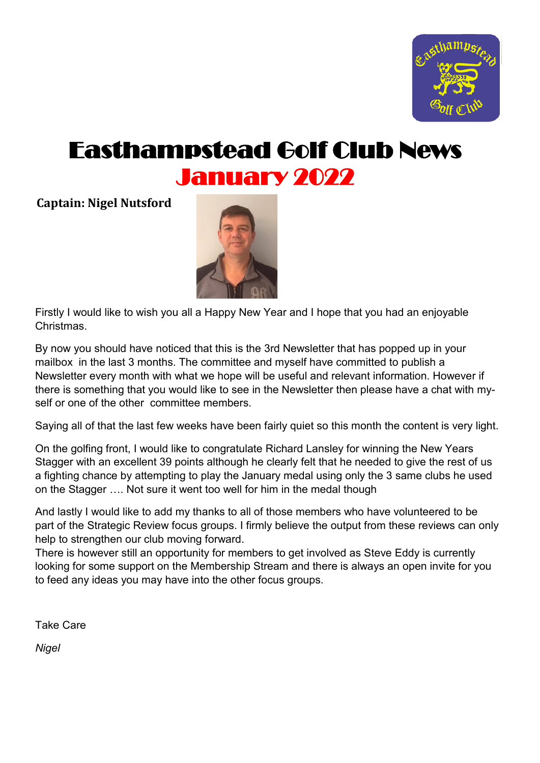# Easthampstead Golf Club News

## January 2022

**Captain: Nigel Nutsford**

Firstly I would like to wish you all a Happy New Year and I hope that you had an enjoyable Christmas.

By now you should have noticed that this is the 3rd Newsletter that has popped up in your mailbox in the last 3 months. The committee and myself have committed to publish a Newsletter every month with what we hope will be useful and relevant information. However if there is something that you would like to see in the Newsletter then please have a chat with myself or one of the other committee members.

Saying all of that the last few weeks have been fairly quiet so this month the content is very light.

On the golfing front, I would like to congratulate Richard Lansley for winning the New Years Stagger with an excellent 39 points although he clearly felt that he needed to give the rest of us a fighting chance by attempting to play the January medal using only the 3 same clubs he used on the Stagger …. Not sure it went too well for him in the medal though

And lastly I would like to add my thanks to all of those members who have volunteered to be part of the Strategic Review focus groups. I firmly believe the output from these reviews can only help to strengthen our club moving forward.
There is however still an opportunity for members to get involved as Steve Eddy is currently looking for some support on the Membership Stream and there is always an open invite for you to feed any ideas you may have into the other focus groups.

Take Care

*Nigel*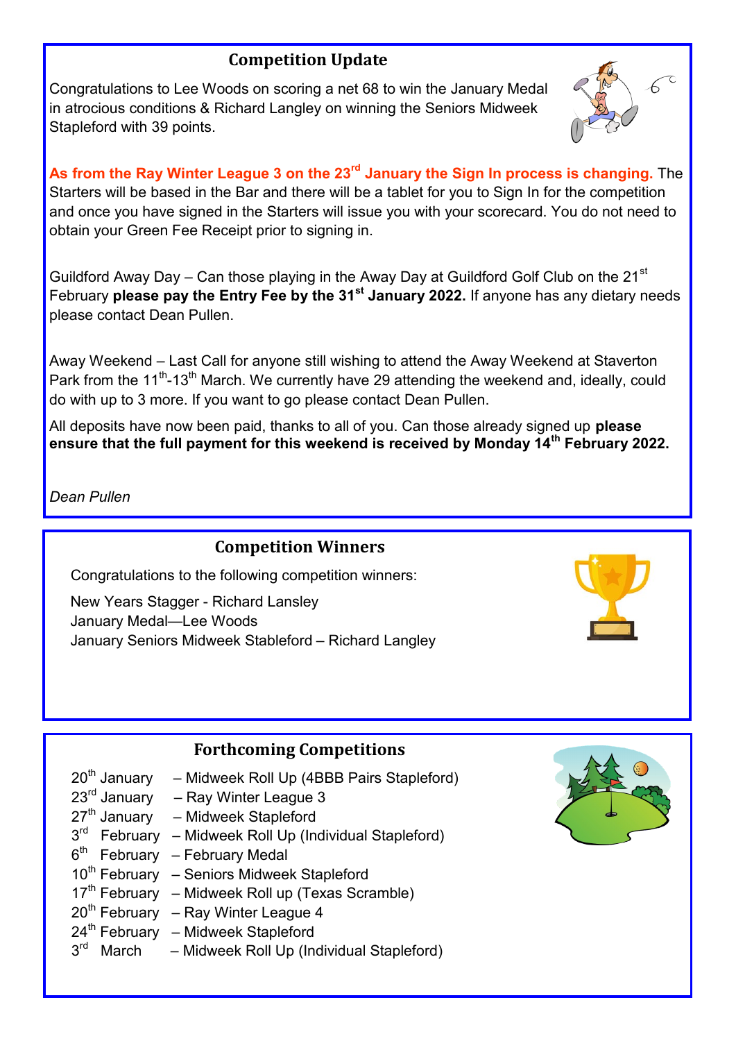## Competition Update

Congratulations to Lee Woods on scoring a net 68 to win the January Medal in atrocious conditions & Richard Langley on winning the Seniors Midweek Stapleford with 39 points.

**As from the Ray Winter League 3 on the 23rd January the Sign In process is changing.** The Starters will be based in the Bar and there will be a tablet for you to Sign In for the competition and once you have signed in the Starters will issue you with your scorecard. You do not need to obtain your Green Fee Receipt prior to signing in.

Guildford Away Day – Can those playing in the Away Day at Guildford Golf Club on the 21st February **please pay the Entry Fee by the 31st January 2022.** If anyone has any dietary needs please contact Dean Pullen.

Away Weekend – Last Call for anyone still wishing to attend the Away Weekend at Staverton Park from the 11th-13th March. We currently have 29 attending the weekend and, ideally, could do with up to 3 more. If you want to go please contact Dean Pullen.

All deposits have now been paid, thanks to all of you. Can those already signed up **please ensure that the full payment for this weekend is received by Monday 14th February 2022.**

*Dean Pullen*

## Competition Winners

Congratulations to the following competition winners:

New Years Stagger - Richard Lansley
January Medal—Lee Woods
January Seniors Midweek Stableford – Richard Langley

## Forthcoming Competitions

20th January – Midweek Roll Up (4BBB Pairs Stapleford)
23rd January – Ray Winter League 3
27th January – Midweek Stapleford
3rd February – Midweek Roll Up (Individual Stapleford)
6th February – February Medal
10th February – Seniors Midweek Stapleford
17th February – Midweek Roll up (Texas Scramble)
20th February – Ray Winter League 4
24th February – Midweek Stapleford
3rd March – Midweek Roll Up (Individual Stapleford)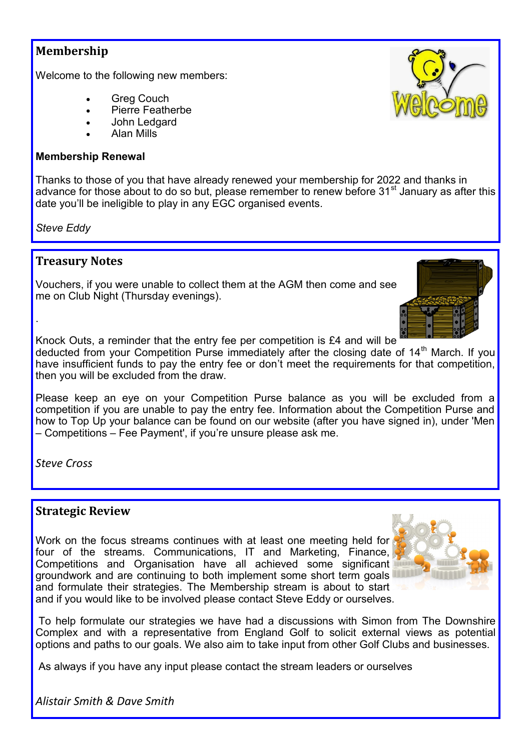## Membership

Welcome to the following new members:

- Greg Couch
- Pierre Featherbe
- John Ledgard
- Alan Mills

**Membership Renewal**

Thanks to those of you that have already renewed your membership for 2022 and thanks in advance for those about to do so but, please remember to renew before 31st January as after this date you'll be ineligible to play in any EGC organised events.

*Steve Eddy*

## Treasury Notes

Vouchers, if you were unable to collect them at the AGM then come and see me on Club Night (Thursday evenings).

.

Knock Outs, a reminder that the entry fee per competition is £4 and will be deducted from your Competition Purse immediately after the closing date of 14th March. If you have insufficient funds to pay the entry fee or don't meet the requirements for that competition, then you will be excluded from the draw.

Please keep an eye on your Competition Purse balance as you will be excluded from a competition if you are unable to pay the entry fee. Information about the Competition Purse and how to Top Up your balance can be found on our website (after you have signed in), under 'Men – Competitions – Fee Payment', if you're unsure please ask me.

*Steve Cross*

## Strategic Review

Work on the focus streams continues with at least one meeting held for four of the streams. Communications, IT and Marketing, Finance, Competitions and Organisation have all achieved some significant groundwork and are continuing to both implement some short term goals and formulate their strategies. The Membership stream is about to start and if you would like to be involved please contact Steve Eddy or ourselves.

To help formulate our strategies we have had a discussions with Simon from The Downshire Complex and with a representative from England Golf to solicit external views as potential options and paths to our goals. We also aim to take input from other Golf Clubs and businesses.

As always if you have any input please contact the stream leaders or ourselves

*Alistair Smith & Dave Smith*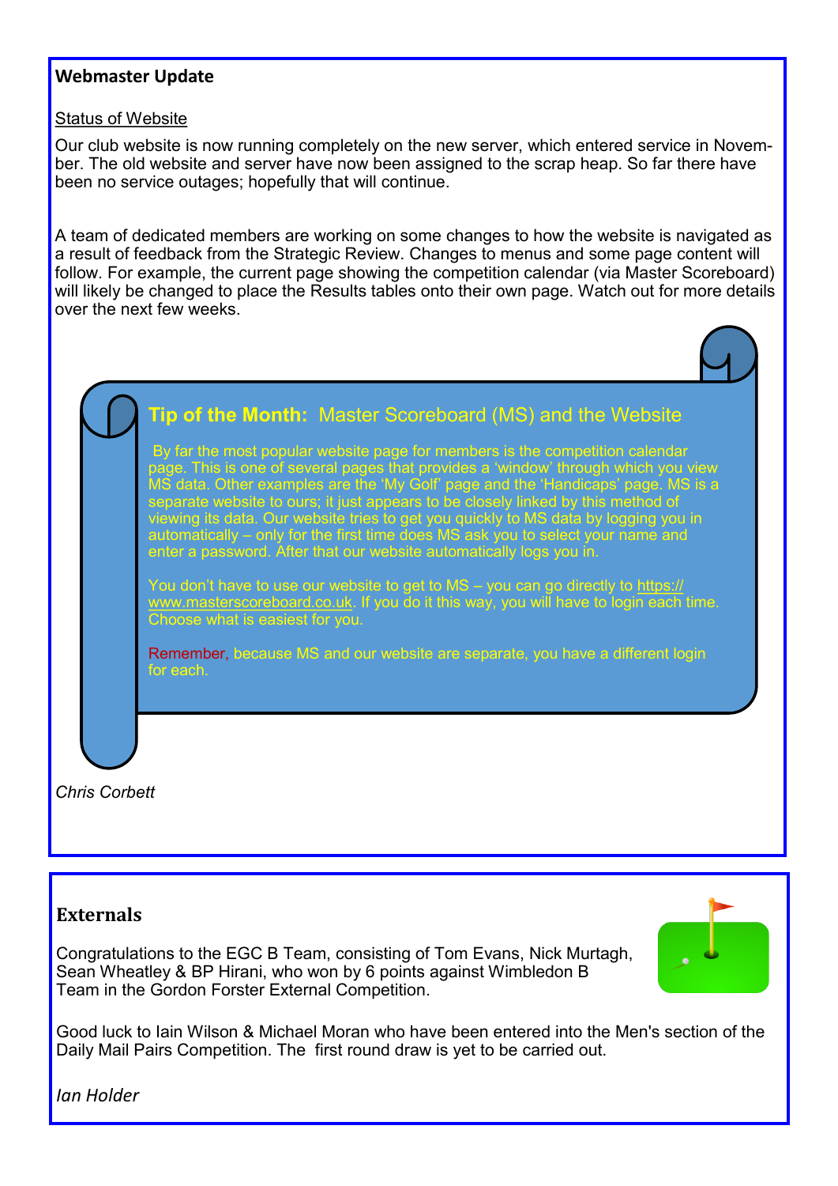## Webmaster Update

Status of Website

Our club website is now running completely on the new server, which entered service in November. The old website and server have now been assigned to the scrap heap. So far there have been no service outages; hopefully that will continue.

A team of dedicated members are working on some changes to how the website is navigated as a result of feedback from the Strategic Review. Changes to menus and some page content will follow. For example, the current page showing the competition calendar (via Master Scoreboard) will likely be changed to place the Results tables onto their own page. Watch out for more details over the next few weeks.

### Tip of the Month: Master Scoreboard (MS) and the Website

By far the most popular website page for members is the competition calendar page. This is one of several pages that provides a 'window' through which you view MS data. Other examples are the 'My Golf' page and the 'Handicaps' page. MS is a separate website to ours; it just appears to be closely linked by this method of viewing its data. Our website tries to get you quickly to MS data by logging you in automatically – only for the first time does MS ask you to select your name and enter a password. After that our website automatically logs you in.

You don't have to use our website to get to MS – you can go directly to https://www.masterscoreboard.co.uk. If you do it this way, you will have to login each time. Choose what is easiest for you.

Remember, because MS and our website are separate, you have a different login for each.

*Chris Corbett*

## Externals

Congratulations to the EGC B Team, consisting of Tom Evans, Nick Murtagh, Sean Wheatley & BP Hirani, who won by 6 points against Wimbledon B Team in the Gordon Forster External Competition.

Good luck to Iain Wilson & Michael Moran who have been entered into the Men's section of the Daily Mail Pairs Competition. The first round draw is yet to be carried out.

*Ian Holder*